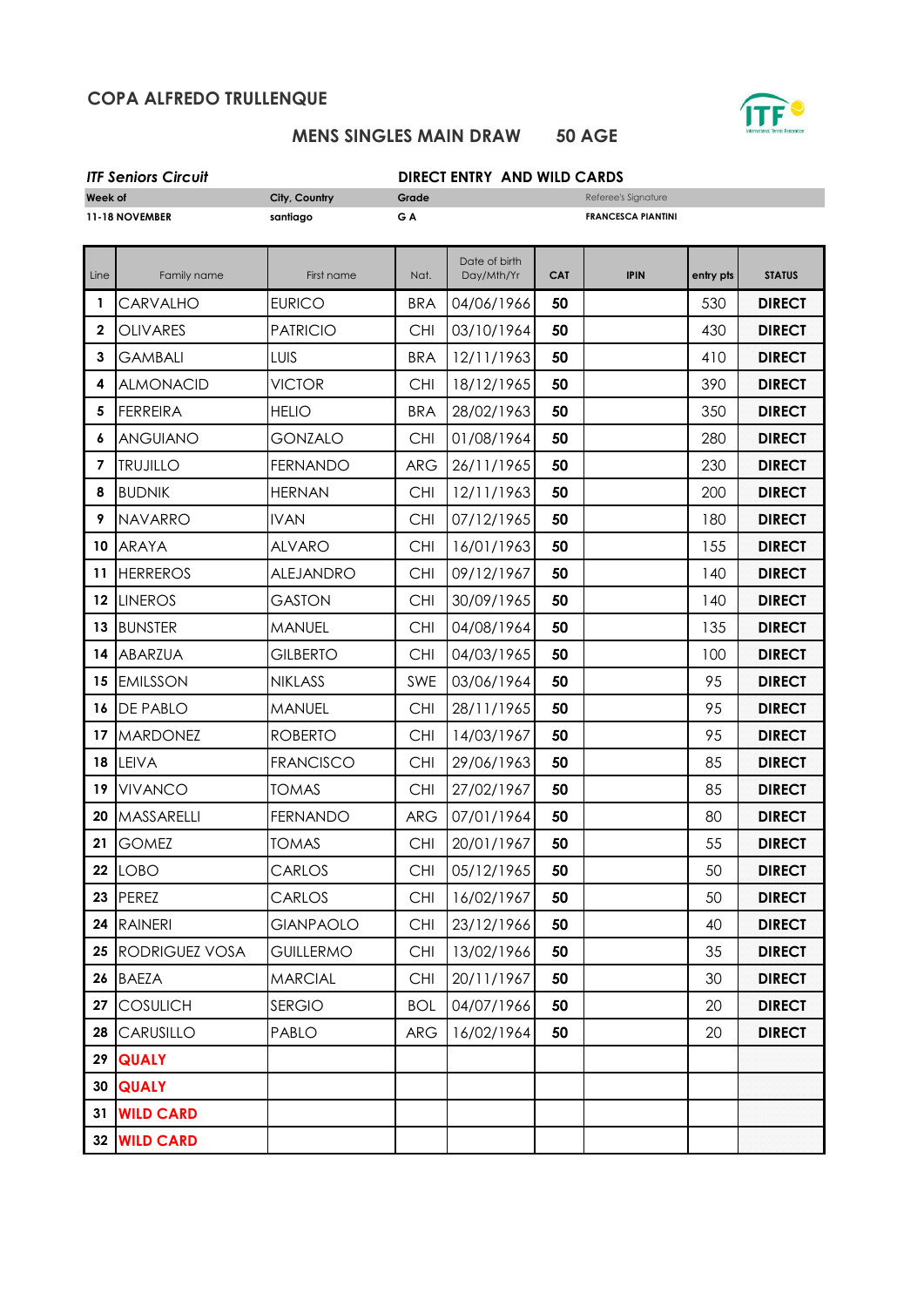## COPA ALFREDO TRULLENQUE

### MENS SINGLES MAIN DRAW 50 AGE

***ITF Seniors Circuit*** **DIRECT ENTRY AND WILD CARDS**

| Week of | City, Country | Grade | Referee's Signature |
|---|---|---|---|
| 11-18 NOVEMBER | santiago | G A | FRANCESCA PIANTINI |

| Line | Family name | First name | Nat. | Date of birth Day/Mth/Yr | CAT | IPIN | entry pts | STATUS |
|---|---|---|---|---|---|---|---|---|
| 1 | CARVALHO | EURICO | BRA | 04/06/1966 | 50 | | 530 | DIRECT |
| 2 | OLIVARES | PATRICIO | CHI | 03/10/1964 | 50 | | 430 | DIRECT |
| 3 | GAMBALI | LUIS | BRA | 12/11/1963 | 50 | | 410 | DIRECT |
| 4 | ALMONACID | VICTOR | CHI | 18/12/1965 | 50 | | 390 | DIRECT |
| 5 | FERREIRA | HELIO | BRA | 28/02/1963 | 50 | | 350 | DIRECT |
| 6 | ANGUIANO | GONZALO | CHI | 01/08/1964 | 50 | | 280 | DIRECT |
| 7 | TRUJILLO | FERNANDO | ARG | 26/11/1965 | 50 | | 230 | DIRECT |
| 8 | BUDNIK | HERNAN | CHI | 12/11/1963 | 50 | | 200 | DIRECT |
| 9 | NAVARRO | IVAN | CHI | 07/12/1965 | 50 | | 180 | DIRECT |
| 10 | ARAYA | ALVARO | CHI | 16/01/1963 | 50 | | 155 | DIRECT |
| 11 | HERREROS | ALEJANDRO | CHI | 09/12/1967 | 50 | | 140 | DIRECT |
| 12 | LINEROS | GASTON | CHI | 30/09/1965 | 50 | | 140 | DIRECT |
| 13 | BUNSTER | MANUEL | CHI | 04/08/1964 | 50 | | 135 | DIRECT |
| 14 | ABARZUA | GILBERTO | CHI | 04/03/1965 | 50 | | 100 | DIRECT |
| 15 | EMILSSON | NIKLASS | SWE | 03/06/1964 | 50 | | 95 | DIRECT |
| 16 | DE PABLO | MANUEL | CHI | 28/11/1965 | 50 | | 95 | DIRECT |
| 17 | MARDONEZ | ROBERTO | CHI | 14/03/1967 | 50 | | 95 | DIRECT |
| 18 | LEIVA | FRANCISCO | CHI | 29/06/1963 | 50 | | 85 | DIRECT |
| 19 | VIVANCO | TOMAS | CHI | 27/02/1967 | 50 | | 85 | DIRECT |
| 20 | MASSARELLI | FERNANDO | ARG | 07/01/1964 | 50 | | 80 | DIRECT |
| 21 | GOMEZ | TOMAS | CHI | 20/01/1967 | 50 | | 55 | DIRECT |
| 22 | LOBO | CARLOS | CHI | 05/12/1965 | 50 | | 50 | DIRECT |
| 23 | PEREZ | CARLOS | CHI | 16/02/1967 | 50 | | 50 | DIRECT |
| 24 | RAINERI | GIANPAOLO | CHI | 23/12/1966 | 50 | | 40 | DIRECT |
| 25 | RODRIGUEZ VOSA | GUILLERMO | CHI | 13/02/1966 | 50 | | 35 | DIRECT |
| 26 | BAEZA | MARCIAL | CHI | 20/11/1967 | 50 | | 30 | DIRECT |
| 27 | COSULICH | SERGIO | BOL | 04/07/1966 | 50 | | 20 | DIRECT |
| 28 | CARUSILLO | PABLO | ARG | 16/02/1964 | 50 | | 20 | DIRECT |
| 29 | QUALY | | | | | | | |
| 30 | QUALY | | | | | | | |
| 31 | WILD CARD | | | | | | | |
| 32 | WILD CARD | | | | | | | |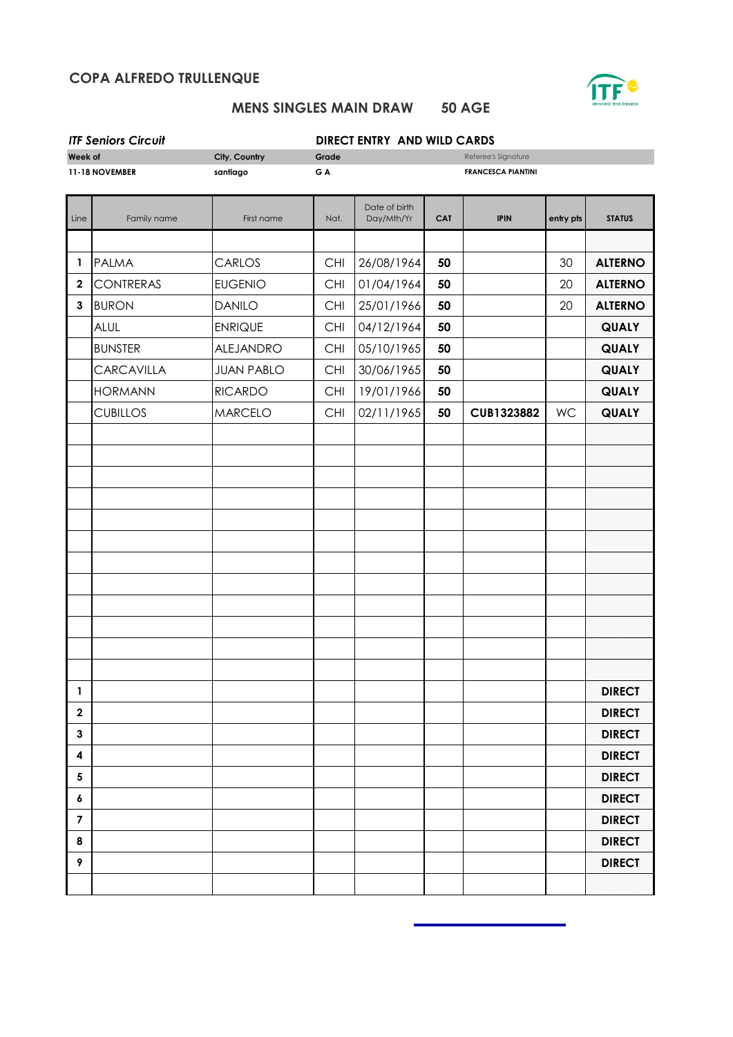## COPA ALFREDO TRULLENQUE

### MENS SINGLES MAIN DRAW 50 AGE

| *ITF Seniors Circuit* | | DIRECT ENTRY AND WILD CARDS | |
|---|---|---|---|
| **Week of** | **City, Country** | **Grade** | Referee's Signature |
| **11-18 NOVEMBER** | **santiago** | **G A** | **FRANCESCA PIANTINI** |

| Line | Family name | First name | Nat. | Date of birth Day/Mth/Yr | CAT | IPIN | entry pts | STATUS |
|---|---|---|---|---|---|---|---|---|
| | | | | | | | | |
| **1** | PALMA | CARLOS | CHI | 26/08/1964 | **50** | | 30 | **ALTERNO** |
| **2** | CONTRERAS | EUGENIO | CHI | 01/04/1964 | **50** | | 20 | **ALTERNO** |
| **3** | BURON | DANILO | CHI | 25/01/1966 | **50** | | 20 | **ALTERNO** |
| | ALUL | ENRIQUE | CHI | 04/12/1964 | **50** | | | **QUALY** |
| | BUNSTER | ALEJANDRO | CHI | 05/10/1965 | **50** | | | **QUALY** |
| | CARCAVILLA | JUAN PABLO | CHI | 30/06/1965 | **50** | | | **QUALY** |
| | HORMANN | RICARDO | CHI | 19/01/1966 | **50** | | | **QUALY** |
| | CUBILLOS | MARCELO | CHI | 02/11/1965 | **50** | **CUB1323882** | WC | **QUALY** |
| | | | | | | | | |
| | | | | | | | | |
| | | | | | | | | |
| | | | | | | | | |
| | | | | | | | | |
| | | | | | | | | |
| | | | | | | | | |
| | | | | | | | | |
| | | | | | | | | |
| | | | | | | | | |
| | | | | | | | | |
| | | | | | | | | |
| **1** | | | | | | | | **DIRECT** |
| **2** | | | | | | | | **DIRECT** |
| **3** | | | | | | | | **DIRECT** |
| **4** | | | | | | | | **DIRECT** |
| **5** | | | | | | | | **DIRECT** |
| **6** | | | | | | | | **DIRECT** |
| **7** | | | | | | | | **DIRECT** |
| **8** | | | | | | | | **DIRECT** |
| **9** | | | | | | | | **DIRECT** |
| | | | | | | | | |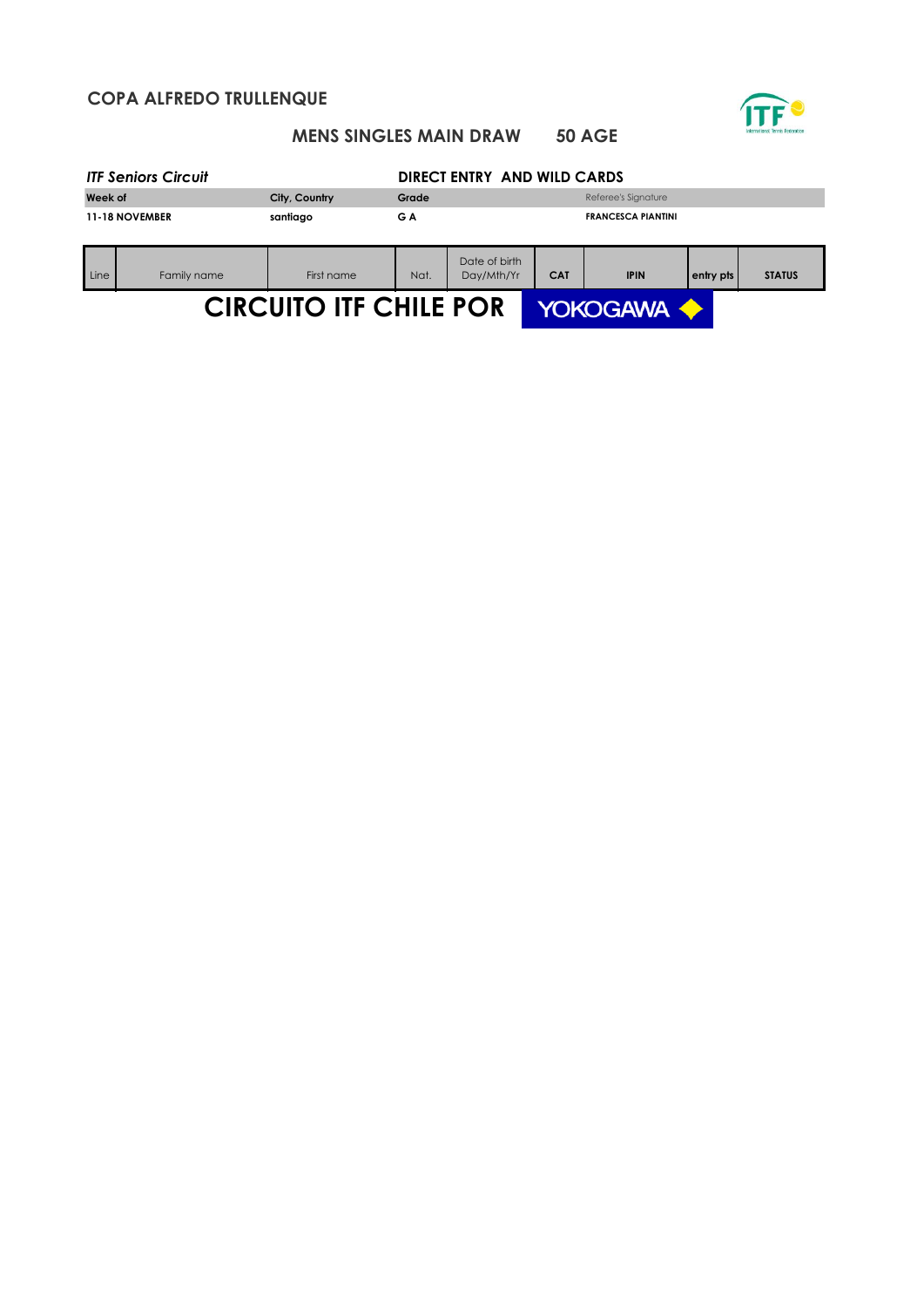**COPA ALFREDO TRULLENQUE**

**MENS SINGLES MAIN DRAW 50 AGE**

| ***ITF Seniors Circuit*** | | **DIRECT ENTRY AND WILD CARDS** | |
|---|---|---|---|
| **Week of** | **City, Country** | **Grade** | Referee's Signature |
| **11-18 NOVEMBER** | **santiago** | **G A** | **FRANCESCA PIANTINI** |

| Line | Family name | First name | Nat. | Date of birth Day/Mth/Yr | CAT | IPIN | entry pts | STATUS |
|---|---|---|---|---|---|---|---|---|

**CIRCUITO ITF CHILE POR** YOKOGAWA